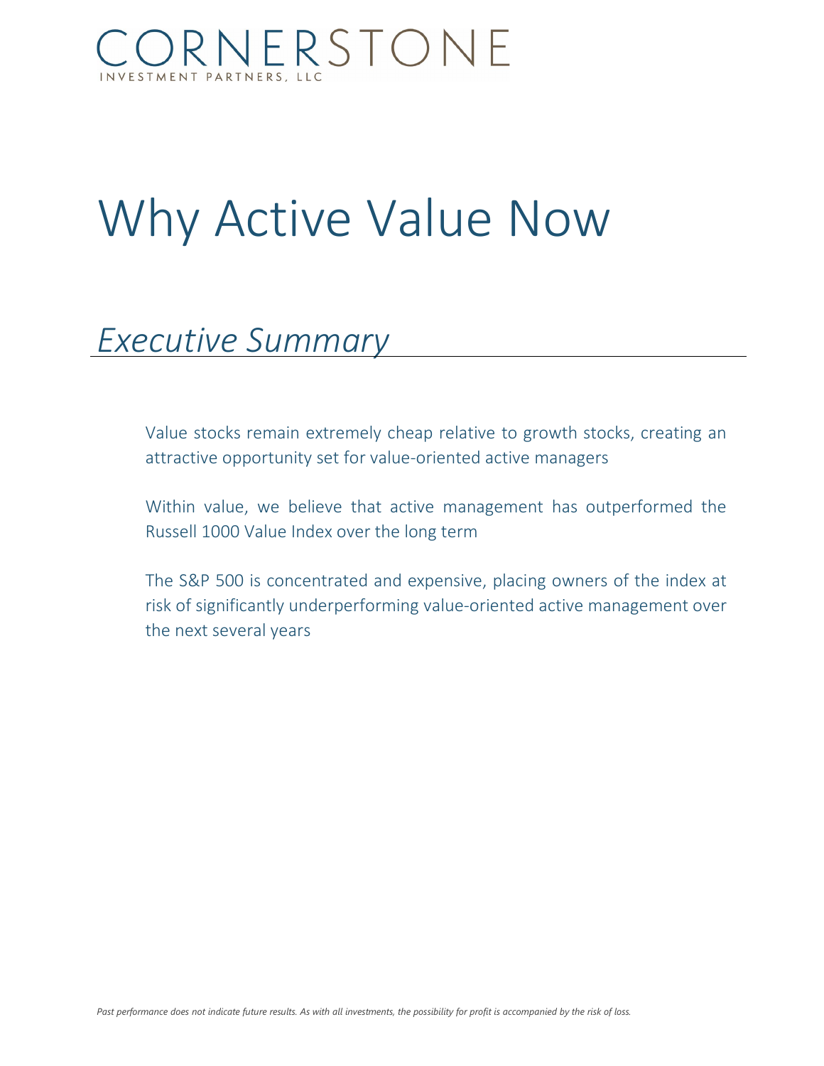CORNERSTONE
INVESTMENT PARTNERS, LLC

# Why Active Value Now

## *Executive Summary*

Value stocks remain extremely cheap relative to growth stocks, creating an attractive opportunity set for value-oriented active managers

Within value, we believe that active management has outperformed the Russell 1000 Value Index over the long term

The S&P 500 is concentrated and expensive, placing owners of the index at risk of significantly underperforming value-oriented active management over the next several years

*Past performance does not indicate future results. As with all investments, the possibility for profit is accompanied by the risk of loss.*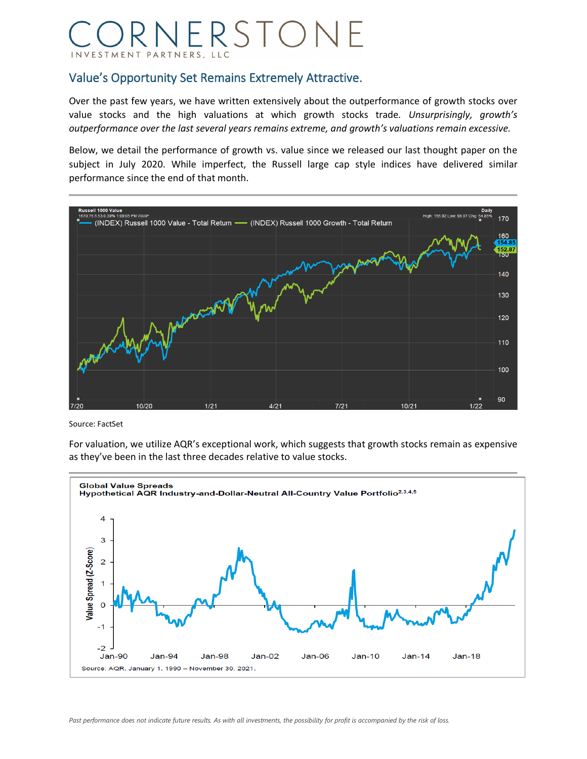CORNERSTONE
INVESTMENT PARTNERS, LLC

## Value's Opportunity Set Remains Extremely Attractive.

Over the past few years, we have written extensively about the outperformance of growth stocks over value stocks and the high valuations at which growth stocks trade. *Unsurprisingly, growth's outperformance over the last several years remains extreme, and growth's valuations remain excessive.*

Below, we detail the performance of growth vs. value since we released our last thought paper on the subject in July 2020. While imperfect, the Russell large cap style indices have delivered similar performance since the end of that month.

Source: FactSet

For valuation, we utilize AQR's exceptional work, which suggests that growth stocks remain as expensive as they've been in the last three decades relative to value stocks.

*Past performance does not indicate future results. As with all investments, the possibility for profit is accompanied by the risk of loss.*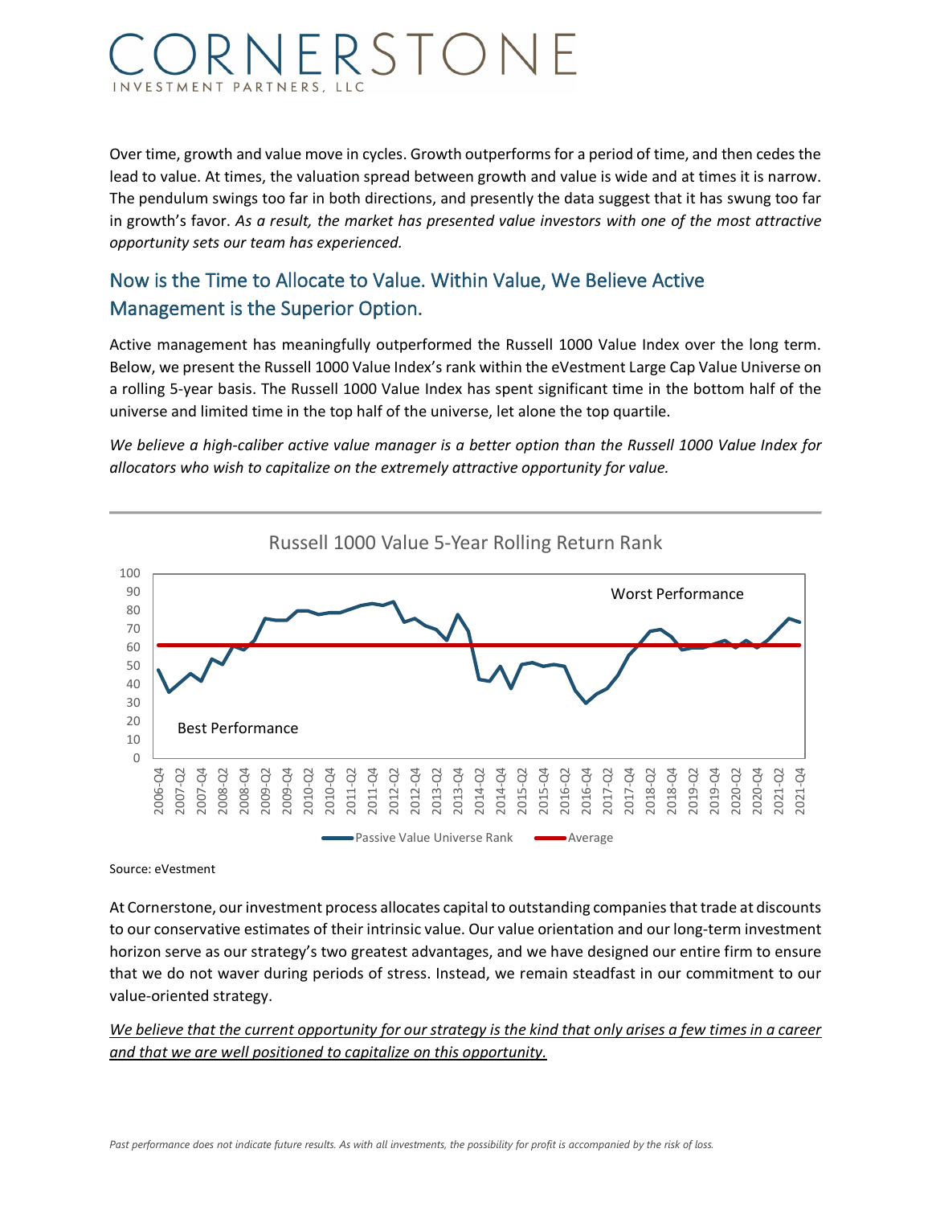Over time, growth and value move in cycles. Growth outperforms for a period of time, and then cedes the lead to value. At times, the valuation spread between growth and value is wide and at times it is narrow. The pendulum swings too far in both directions, and presently the data suggest that it has swung too far in growth's favor. *As a result, the market has presented value investors with one of the most attractive opportunity sets our team has experienced.*

## Now is the Time to Allocate to Value. Within Value, We Believe Active Management is the Superior Option.

Active management has meaningfully outperformed the Russell 1000 Value Index over the long term. Below, we present the Russell 1000 Value Index's rank within the eVestment Large Cap Value Universe on a rolling 5-year basis. The Russell 1000 Value Index has spent significant time in the bottom half of the universe and limited time in the top half of the universe, let alone the top quartile.

*We believe a high-caliber active value manager is a better option than the Russell 1000 Value Index for allocators who wish to capitalize on the extremely attractive opportunity for value.*

Russell 1000 Value 5-Year Rolling Return Rank

Source: eVestment

At Cornerstone, our investment process allocates capital to outstanding companies that trade at discounts to our conservative estimates of their intrinsic value. Our value orientation and our long-term investment horizon serve as our strategy's two greatest advantages, and we have designed our entire firm to ensure that we do not waver during periods of stress. Instead, we remain steadfast in our commitment to our value-oriented strategy.

*<u>We believe that the current opportunity for our strategy is the kind that only arises a few times in a career and that we are well positioned to capitalize on this opportunity.</u>*

*Past performance does not indicate future results. As with all investments, the possibility for profit is accompanied by the risk of loss.*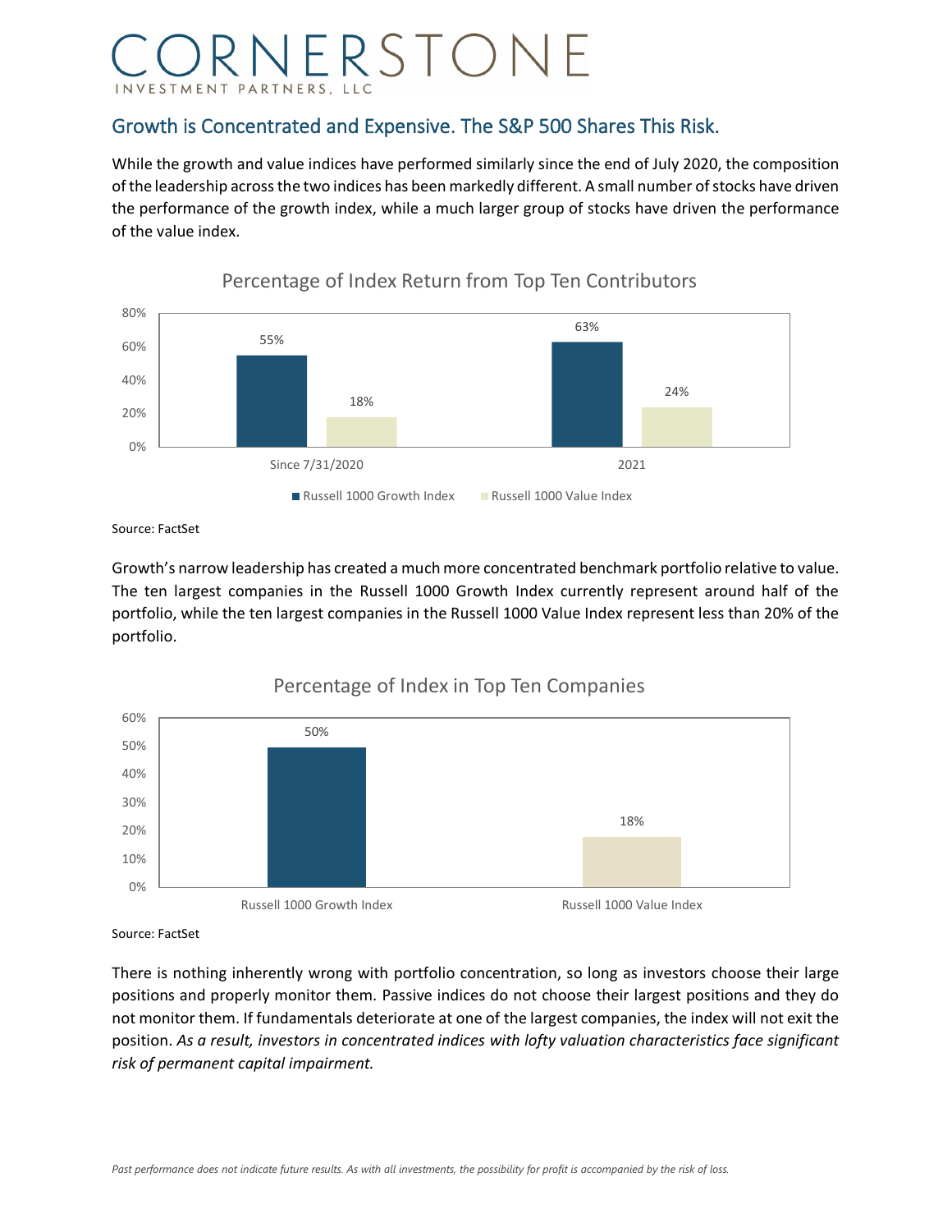# CORNERSTONE
INVESTMENT PARTNERS, LLC

## Growth is Concentrated and Expensive. The S&P 500 Shares This Risk.

While the growth and value indices have performed similarly since the end of July 2020, the composition of the leadership across the two indices has been markedly different. A small number of stocks have driven the performance of the growth index, while a much larger group of stocks have driven the performance of the value index.

**Percentage of Index Return from Top Ten Contributors**

| | Russell 1000 Growth Index | Russell 1000 Value Index |
|---|---|---|
| Since 7/31/2020 | 55% | 18% |
| 2021 | 63% | 24% |

Source: FactSet

Growth's narrow leadership has created a much more concentrated benchmark portfolio relative to value. The ten largest companies in the Russell 1000 Growth Index currently represent around half of the portfolio, while the ten largest companies in the Russell 1000 Value Index represent less than 20% of the portfolio.

**Percentage of Index in Top Ten Companies**

| Russell 1000 Growth Index | Russell 1000 Value Index |
|---|---|
| 50% | 18% |

Source: FactSet

There is nothing inherently wrong with portfolio concentration, so long as investors choose their large positions and properly monitor them. Passive indices do not choose their largest positions and they do not monitor them. If fundamentals deteriorate at one of the largest companies, the index will not exit the position. *As a result, investors in concentrated indices with lofty valuation characteristics face significant risk of permanent capital impairment.*

*Past performance does not indicate future results. As with all investments, the possibility for profit is accompanied by the risk of loss.*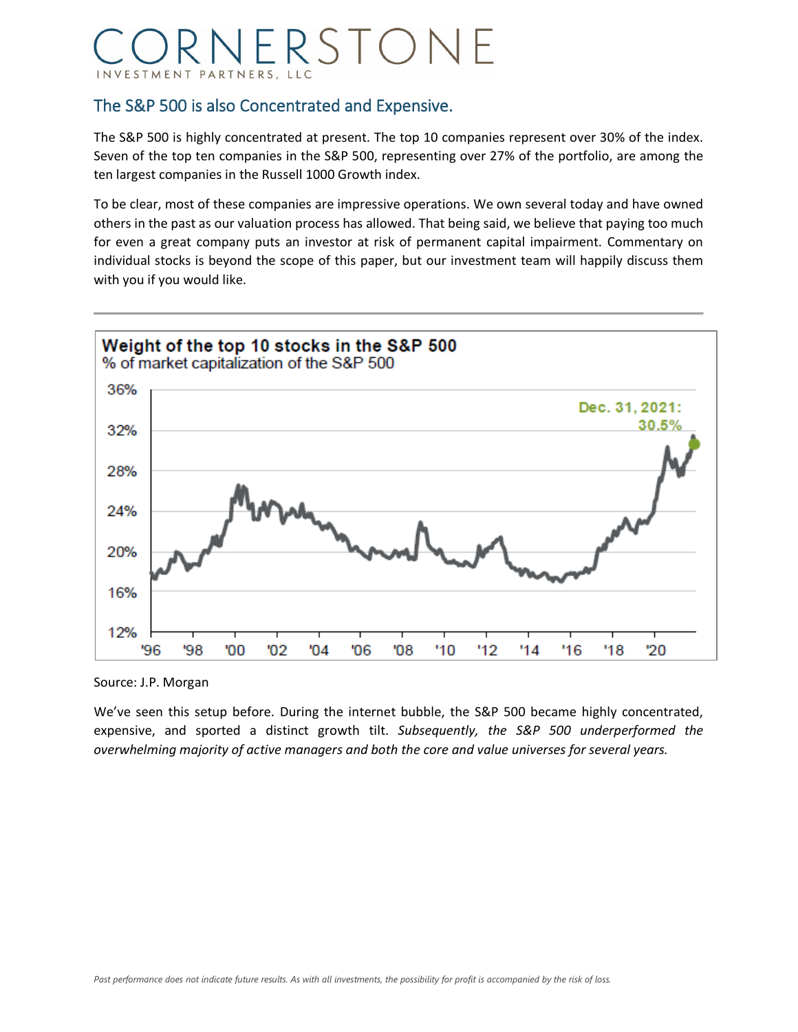## The S&P 500 is also Concentrated and Expensive.

The S&P 500 is highly concentrated at present. The top 10 companies represent over 30% of the index. Seven of the top ten companies in the S&P 500, representing over 27% of the portfolio, are among the ten largest companies in the Russell 1000 Growth index.

To be clear, most of these companies are impressive operations. We own several today and have owned others in the past as our valuation process has allowed. That being said, we believe that paying too much for even a great company puts an investor at risk of permanent capital impairment. Commentary on individual stocks is beyond the scope of this paper, but our investment team will happily discuss them with you if you would like.

**Weight of the top 10 stocks in the S&P 500**
% of market capitalization of the S&P 500

Dec. 31, 2021: 30.5%

Source: J.P. Morgan

We've seen this setup before. During the internet bubble, the S&P 500 became highly concentrated, expensive, and sported a distinct growth tilt. *Subsequently, the S&P 500 underperformed the overwhelming majority of active managers and both the core and value universes for several years.*

*Past performance does not indicate future results. As with all investments, the possibility for profit is accompanied by the risk of loss.*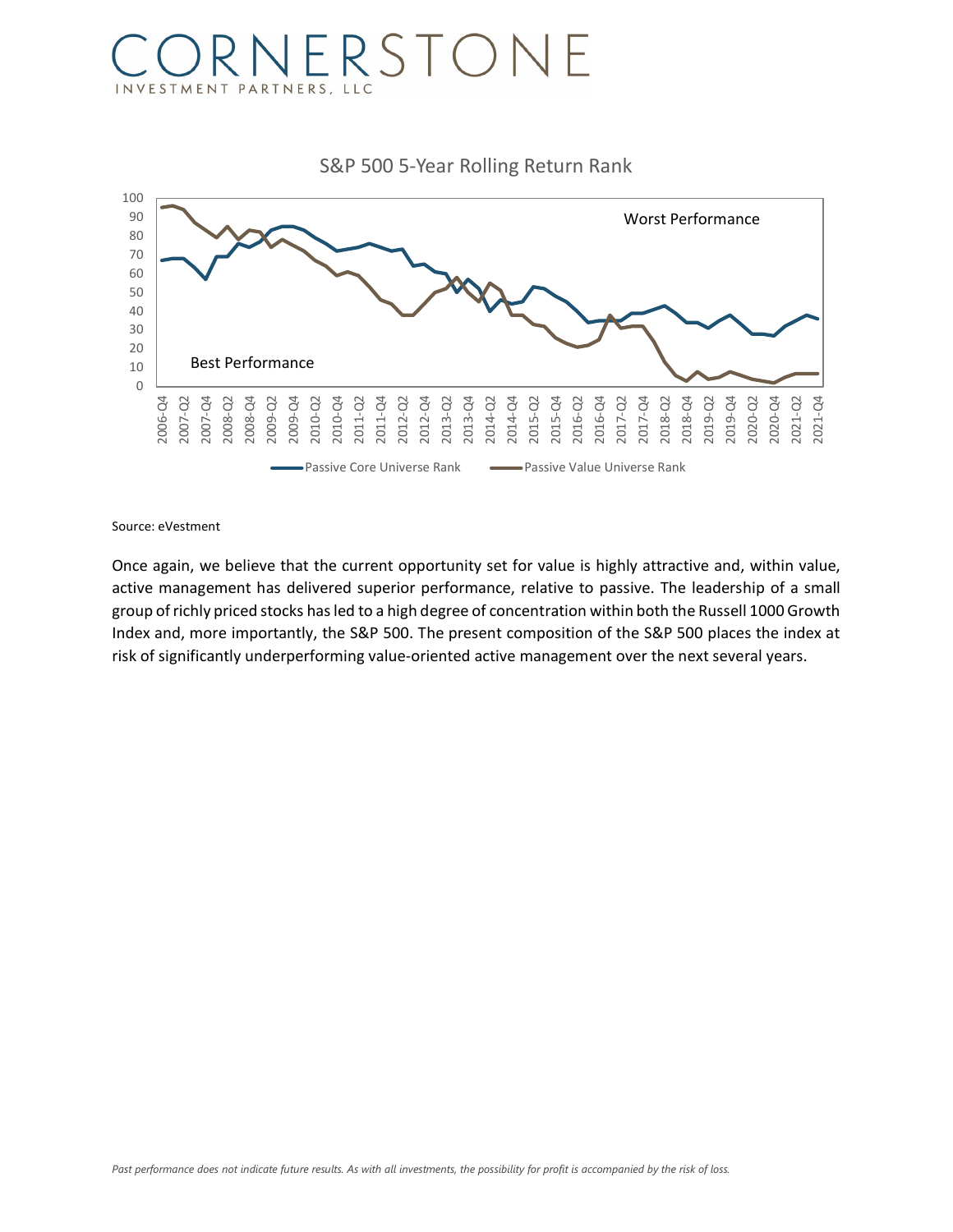S&P 500 5-Year Rolling Return Rank

100
90
80
70
60
50
40
30
20
10
0

Worst Performance

Best Performance

2006-Q4
2007-Q2
2007-Q4
2008-Q2
2008-Q4
2009-Q2
2009-Q4
2010-Q2
2010-Q4
2011-Q2
2011-Q4
2012-Q2
2012-Q4
2013-Q2
2013-Q4
2014-Q2
2014-Q4
2015-Q2
2015-Q4
2016-Q2
2016-Q4
2017-Q2
2017-Q4
2018-Q2
2018-Q4
2019-Q2
2019-Q4
2020-Q2
2020-Q4
2021-Q2
2021-Q4

Passive Core Universe Rank
Passive Value Universe Rank

Source: eVestment

Once again, we believe that the current opportunity set for value is highly attractive and, within value, active management has delivered superior performance, relative to passive. The leadership of a small group of richly priced stocks has led to a high degree of concentration within both the Russell 1000 Growth Index and, more importantly, the S&P 500. The present composition of the S&P 500 places the index at risk of significantly underperforming value-oriented active management over the next several years.

*Past performance does not indicate future results. As with all investments, the possibility for profit is accompanied by the risk of loss.*